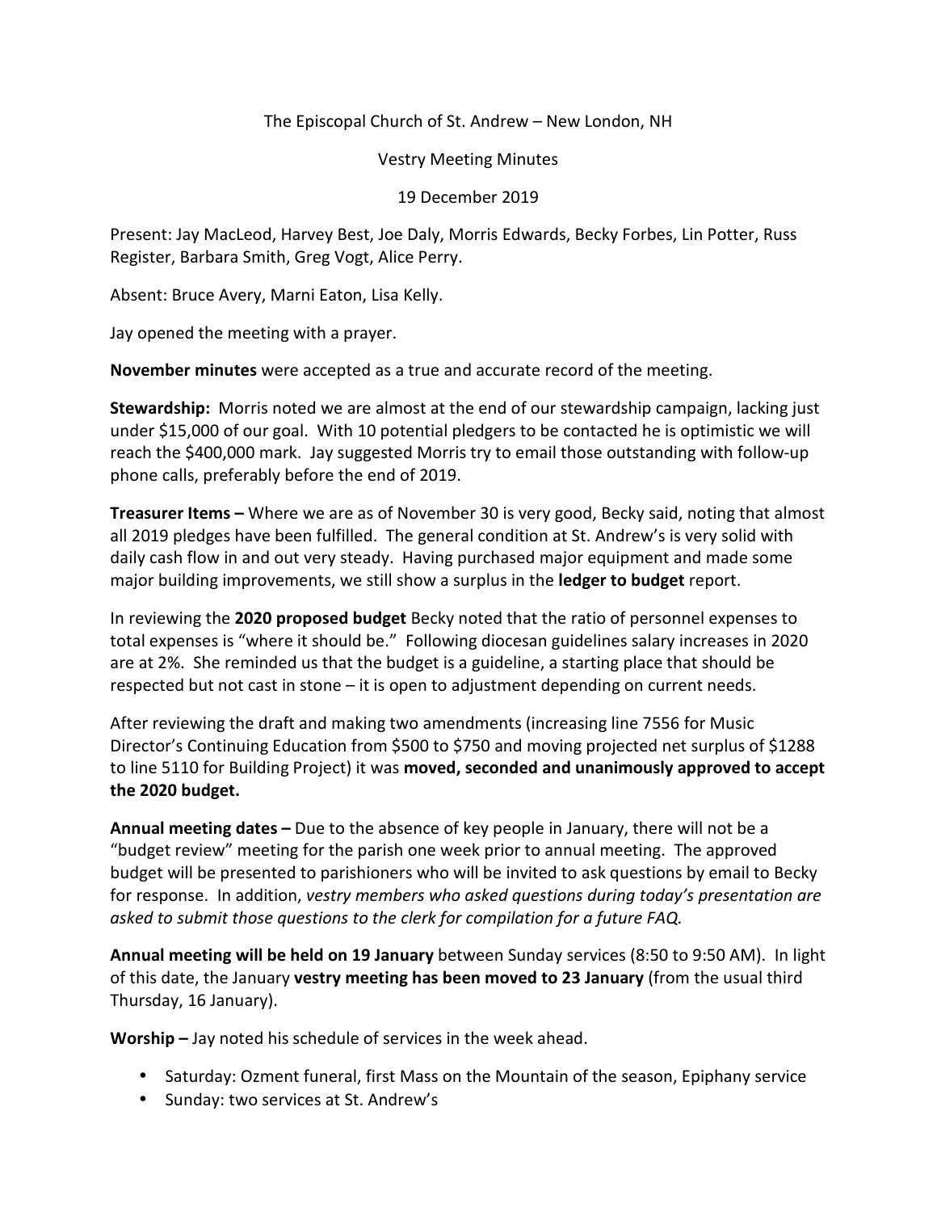The Episcopal Church of St. Andrew – New London, NH

Vestry Meeting Minutes

19 December 2019

Present: Jay MacLeod, Harvey Best, Joe Daly, Morris Edwards, Becky Forbes, Lin Potter, Russ Register, Barbara Smith, Greg Vogt, Alice Perry.

Absent: Bruce Avery, Marni Eaton, Lisa Kelly.

Jay opened the meeting with a prayer.

**November minutes** were accepted as a true and accurate record of the meeting.

**Stewardship:** Morris noted we are almost at the end of our stewardship campaign, lacking just under $15,000 of our goal. With 10 potential pledgers to be contacted he is optimistic we will reach the $400,000 mark. Jay suggested Morris try to email those outstanding with follow-up phone calls, preferably before the end of 2019.

**Treasurer Items –** Where we are as of November 30 is very good, Becky said, noting that almost all 2019 pledges have been fulfilled. The general condition at St. Andrew's is very solid with daily cash flow in and out very steady. Having purchased major equipment and made some major building improvements, we still show a surplus in the **ledger to budget** report.

In reviewing the **2020 proposed budget** Becky noted that the ratio of personnel expenses to total expenses is "where it should be." Following diocesan guidelines salary increases in 2020 are at 2%. She reminded us that the budget is a guideline, a starting place that should be respected but not cast in stone – it is open to adjustment depending on current needs.

After reviewing the draft and making two amendments (increasing line 7556 for Music Director's Continuing Education from $500 to $750 and moving projected net surplus of $1288 to line 5110 for Building Project) it was **moved, seconded and unanimously approved to accept the 2020 budget.**

**Annual meeting dates –** Due to the absence of key people in January, there will not be a "budget review" meeting for the parish one week prior to annual meeting. The approved budget will be presented to parishioners who will be invited to ask questions by email to Becky for response. In addition, *vestry members who asked questions during today's presentation are asked to submit those questions to the clerk for compilation for a future FAQ.*

**Annual meeting will be held on 19 January** between Sunday services (8:50 to 9:50 AM). In light of this date, the January **vestry meeting has been moved to 23 January** (from the usual third Thursday, 16 January).

**Worship –** Jay noted his schedule of services in the week ahead.

- Saturday: Ozment funeral, first Mass on the Mountain of the season, Epiphany service
- Sunday: two services at St. Andrew's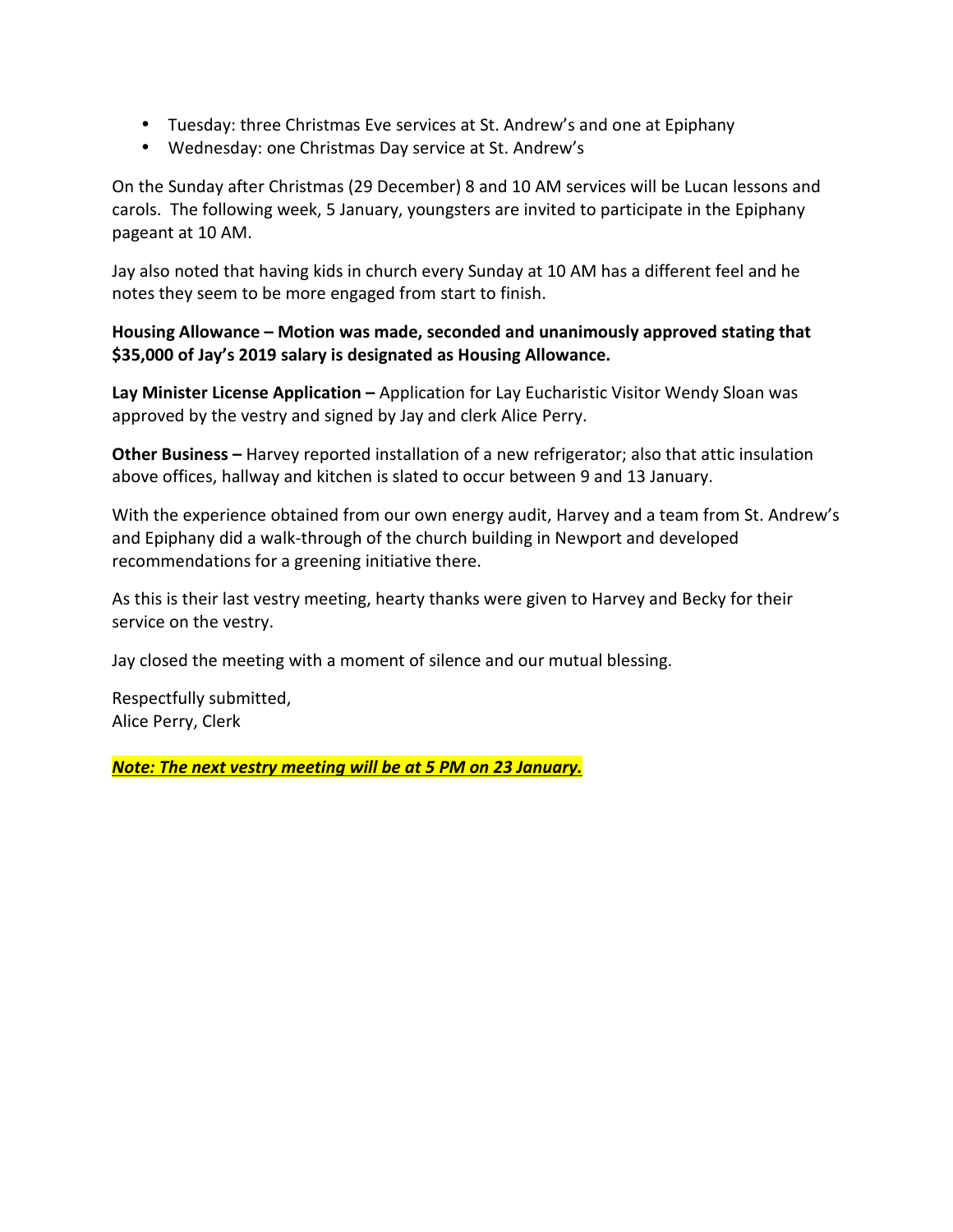- Tuesday: three Christmas Eve services at St. Andrew's and one at Epiphany
- Wednesday: one Christmas Day service at St. Andrew's

On the Sunday after Christmas (29 December) 8 and 10 AM services will be Lucan lessons and carols. The following week, 5 January, youngsters are invited to participate in the Epiphany pageant at 10 AM.

Jay also noted that having kids in church every Sunday at 10 AM has a different feel and he notes they seem to be more engaged from start to finish.

**Housing Allowance – Motion was made, seconded and unanimously approved stating that $35,000 of Jay's 2019 salary is designated as Housing Allowance.**

**Lay Minister License Application –** Application for Lay Eucharistic Visitor Wendy Sloan was approved by the vestry and signed by Jay and clerk Alice Perry.

**Other Business –** Harvey reported installation of a new refrigerator; also that attic insulation above offices, hallway and kitchen is slated to occur between 9 and 13 January.

With the experience obtained from our own energy audit, Harvey and a team from St. Andrew's and Epiphany did a walk-through of the church building in Newport and developed recommendations for a greening initiative there.

As this is their last vestry meeting, hearty thanks were given to Harvey and Becky for their service on the vestry.

Jay closed the meeting with a moment of silence and our mutual blessing.

Respectfully submitted,
Alice Perry, Clerk

***Note: The next vestry meeting will be at 5 PM on 23 January.***